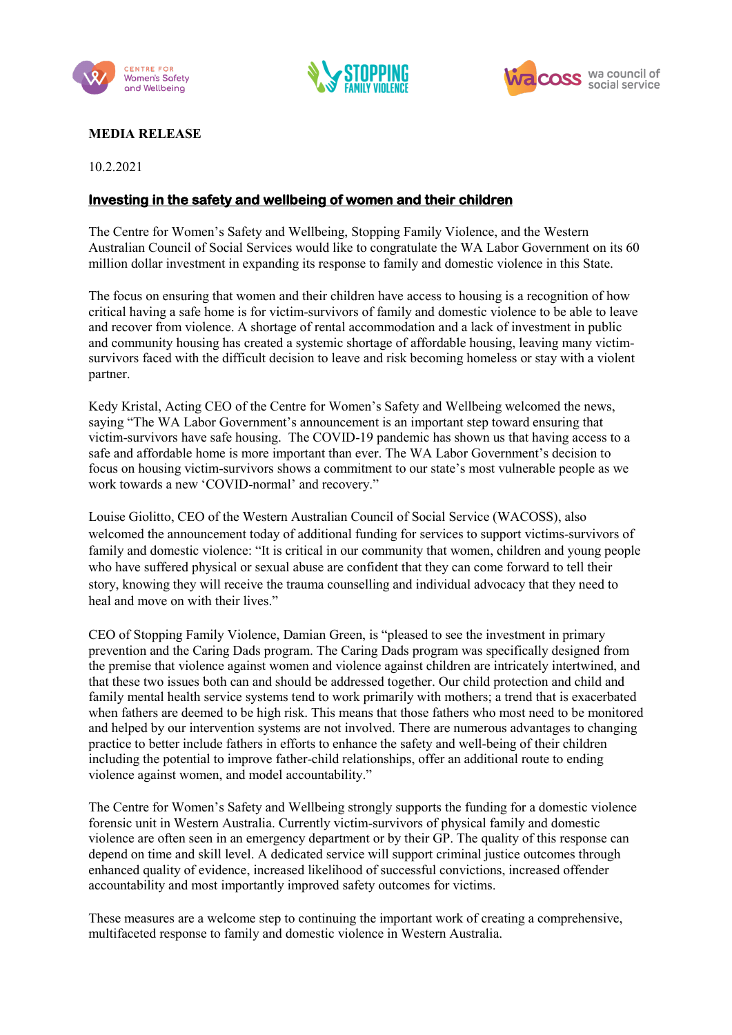**MEDIA RELEASE**

10.2.2021

## Investing in the safety and wellbeing of women and their children

The Centre for Women's Safety and Wellbeing, Stopping Family Violence, and the Western Australian Council of Social Services would like to congratulate the WA Labor Government on its 60 million dollar investment in expanding its response to family and domestic violence in this State.

The focus on ensuring that women and their children have access to housing is a recognition of how critical having a safe home is for victim-survivors of family and domestic violence to be able to leave and recover from violence. A shortage of rental accommodation and a lack of investment in public and community housing has created a systemic shortage of affordable housing, leaving many victim-survivors faced with the difficult decision to leave and risk becoming homeless or stay with a violent partner.

Kedy Kristal, Acting CEO of the Centre for Women's Safety and Wellbeing welcomed the news, saying "The WA Labor Government's announcement is an important step toward ensuring that victim-survivors have safe housing. The COVID-19 pandemic has shown us that having access to a safe and affordable home is more important than ever. The WA Labor Government's decision to focus on housing victim-survivors shows a commitment to our state's most vulnerable people as we work towards a new 'COVID-normal' and recovery."

Louise Giolitto, CEO of the Western Australian Council of Social Service (WACOSS), also welcomed the announcement today of additional funding for services to support victims-survivors of family and domestic violence: "It is critical in our community that women, children and young people who have suffered physical or sexual abuse are confident that they can come forward to tell their story, knowing they will receive the trauma counselling and individual advocacy that they need to heal and move on with their lives."

CEO of Stopping Family Violence, Damian Green, is "pleased to see the investment in primary prevention and the Caring Dads program. The Caring Dads program was specifically designed from the premise that violence against women and violence against children are intricately intertwined, and that these two issues both can and should be addressed together. Our child protection and child and family mental health service systems tend to work primarily with mothers; a trend that is exacerbated when fathers are deemed to be high risk. This means that those fathers who most need to be monitored and helped by our intervention systems are not involved. There are numerous advantages to changing practice to better include fathers in efforts to enhance the safety and well-being of their children including the potential to improve father-child relationships, offer an additional route to ending violence against women, and model accountability."

The Centre for Women's Safety and Wellbeing strongly supports the funding for a domestic violence forensic unit in Western Australia. Currently victim-survivors of physical family and domestic violence are often seen in an emergency department or by their GP. The quality of this response can depend on time and skill level. A dedicated service will support criminal justice outcomes through enhanced quality of evidence, increased likelihood of successful convictions, increased offender accountability and most importantly improved safety outcomes for victims.

These measures are a welcome step to continuing the important work of creating a comprehensive, multifaceted response to family and domestic violence in Western Australia.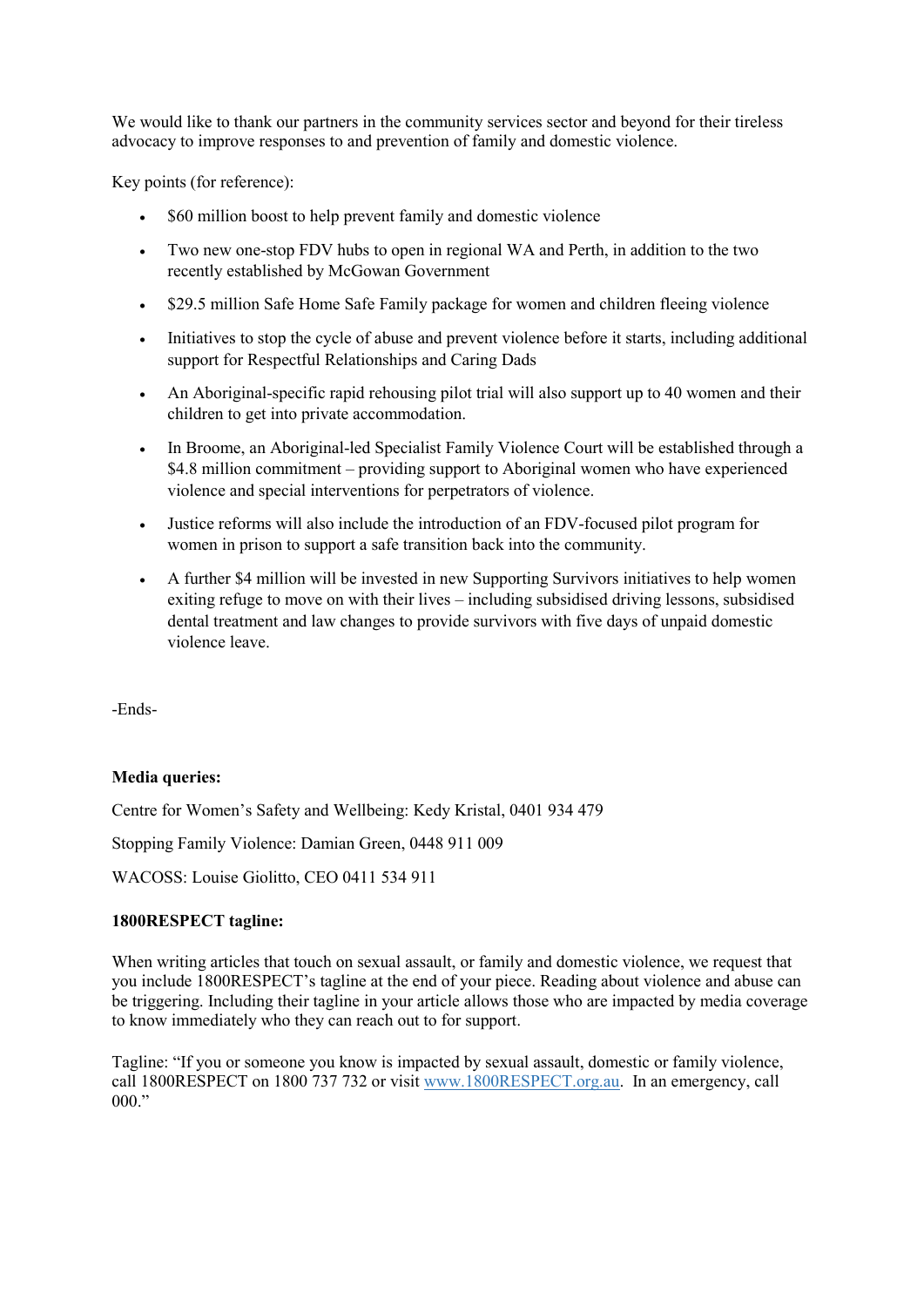We would like to thank our partners in the community services sector and beyond for their tireless advocacy to improve responses to and prevention of family and domestic violence.

Key points (for reference):

- $60 million boost to help prevent family and domestic violence
- Two new one-stop FDV hubs to open in regional WA and Perth, in addition to the two recently established by McGowan Government
- $29.5 million Safe Home Safe Family package for women and children fleeing violence
- Initiatives to stop the cycle of abuse and prevent violence before it starts, including additional support for Respectful Relationships and Caring Dads
- An Aboriginal-specific rapid rehousing pilot trial will also support up to 40 women and their children to get into private accommodation.
- In Broome, an Aboriginal-led Specialist Family Violence Court will be established through a $4.8 million commitment – providing support to Aboriginal women who have experienced violence and special interventions for perpetrators of violence.
- Justice reforms will also include the introduction of an FDV-focused pilot program for women in prison to support a safe transition back into the community.
- A further $4 million will be invested in new Supporting Survivors initiatives to help women exiting refuge to move on with their lives – including subsidised driving lessons, subsidised dental treatment and law changes to provide survivors with five days of unpaid domestic violence leave.

-Ends-

**Media queries:**

Centre for Women's Safety and Wellbeing: Kedy Kristal, 0401 934 479

Stopping Family Violence: Damian Green, 0448 911 009

WACOSS: Louise Giolitto, CEO 0411 534 911

**1800RESPECT tagline:**

When writing articles that touch on sexual assault, or family and domestic violence, we request that you include 1800RESPECT's tagline at the end of your piece. Reading about violence and abuse can be triggering. Including their tagline in your article allows those who are impacted by media coverage to know immediately who they can reach out to for support.

Tagline: "If you or someone you know is impacted by sexual assault, domestic or family violence, call 1800RESPECT on 1800 737 732 or visit www.1800RESPECT.org.au. In an emergency, call 000."